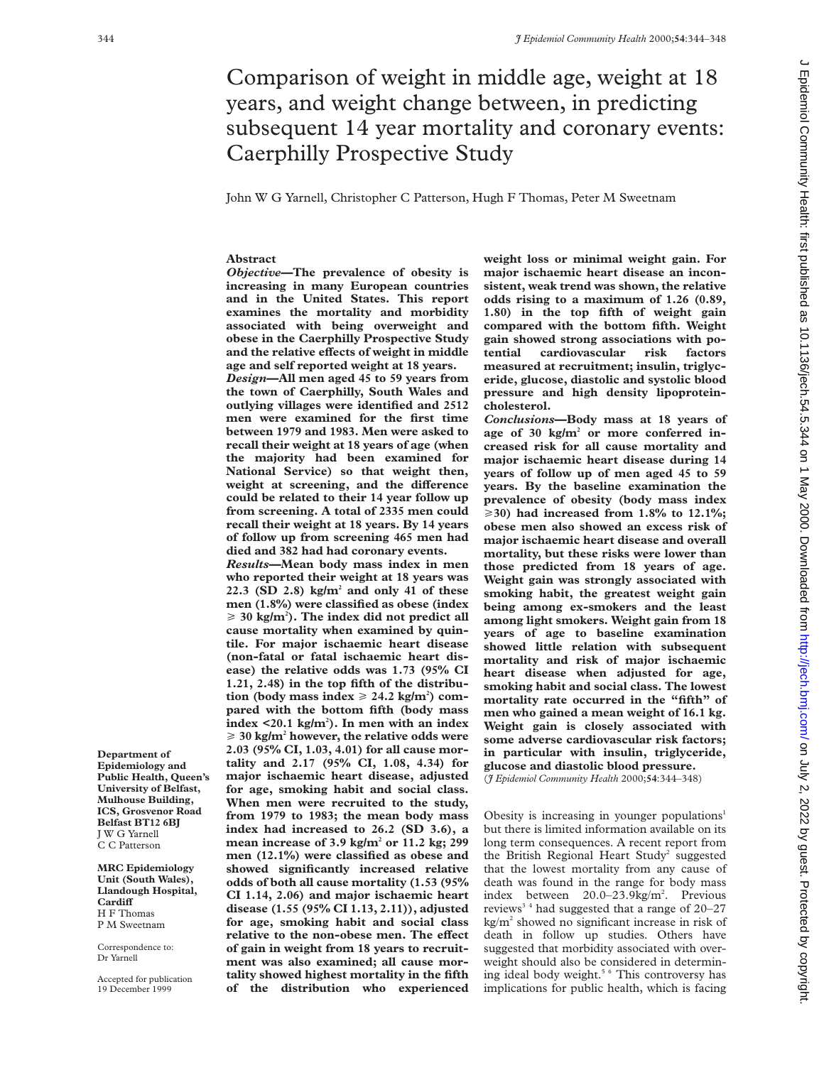# Comparison of weight in middle age, weight at 18 years, and weight change between, in predicting subsequent 14 year mortality and coronary events: Caerphilly Prospective Study

John W G Yarnell, Christopher C Patterson, Hugh F Thomas, Peter M Sweetnam

## Abstract

***Objective*—The prevalence of obesity is increasing in many European countries and in the United States. This report examines the mortality and morbidity associated with being overweight and obese in the Caerphilly Prospective Study and the relative effects of weight in middle age and self reported weight at 18 years.**

***Design*—All men aged 45 to 59 years from the town of Caerphilly, South Wales and outlying villages were identified and 2512 men were examined for the first time between 1979 and 1983. Men were asked to recall their weight at 18 years of age (when the majority had been examined for National Service) so that weight then, weight at screening, and the difference could be related to their 14 year follow up from screening. A total of 2335 men could recall their weight at 18 years. By 14 years of follow up from screening 465 men had died and 382 had had coronary events.**

***Results*—Mean body mass index in men who reported their weight at 18 years was 22.3 (SD 2.8) kg/m$^2$ and only 41 of these men (1.8%) were classified as obese (index ≥ 30 kg/m$^2$). The index did not predict all cause mortality when examined by quintile. For major ischaemic heart disease (non-fatal or fatal ischaemic heart disease) the relative odds was 1.73 (95% CI 1.21, 2.48) in the top fifth of the distribution (body mass index ≥ 24.2 kg/m$^2$) compared with the bottom fifth (body mass index <20.1 kg/m$^2$). In men with an index ≥ 30 kg/m$^2$ however, the relative odds were 2.03 (95% CI, 1.03, 4.01) for all cause mortality and 2.17 (95% CI, 1.08, 4.34) for major ischaemic heart disease, adjusted for age, smoking habit and social class. When men were recruited to the study, from 1979 to 1983; the mean body mass index had increased to 26.2 (SD 3.6), a mean increase of 3.9 kg/m$^2$ or 11.2 kg; 299 men (12.1%) were classified as obese and showed significantly increased relative odds of both all cause mortality (1.53 (95% CI 1.14, 2.06) and major ischaemic heart disease (1.55 (95% CI 1.13, 2.11)), adjusted for age, smoking habit and social class relative to the non-obese men. The effect of gain in weight from 18 years to recruitment was also examined; all cause mortality showed highest mortality in the fifth of the distribution who experienced weight loss or minimal weight gain. For major ischaemic heart disease an inconsistent, weak trend was shown, the relative odds rising to a maximum of 1.26 (0.89, 1.80) in the top fifth of weight gain compared with the bottom fifth. Weight gain showed strong associations with potential cardiovascular risk factors measured at recruitment; insulin, triglyceride, glucose, diastolic and systolic blood pressure and high density lipoprotein-cholesterol.**

***Conclusions*—Body mass at 18 years of age of 30 kg/m$^2$ or more conferred increased risk for all cause mortality and major ischaemic heart disease during 14 years of follow up of men aged 45 to 59 years. By the baseline examination the prevalence of obesity (body mass index ≥30) had increased from 1.8% to 12.1%; obese men also showed an excess risk of major ischaemic heart disease and overall mortality, but these risks were lower than those predicted from 18 years of age. Weight gain was strongly associated with smoking habit, the greatest weight gain being among ex-smokers and the least among light smokers. Weight gain from 18 years of age to baseline examination showed little relation with subsequent mortality and risk of major ischaemic heart disease when adjusted for age, smoking habit and social class. The lowest mortality rate occurred in the "fifth" of men who gained a mean weight of 16.1 kg. Weight gain is closely associated with some adverse cardiovascular risk factors; in particular with insulin, triglyceride, glucose and diastolic blood pressure.**

(*J Epidemiol Community Health* 2000;**54**:344–348)

Department of Epidemiology and Public Health, Queen's University of Belfast, Mulhouse Building, ICS, Grosvenor Road Belfast BT12 6BJ
J W G Yarnell
C C Patterson

MRC Epidemiology Unit (South Wales), Llandough Hospital, Cardiff
H F Thomas
P M Sweetnam

Correspondence to: Dr Yarnell

Accepted for publication 19 December 1999

Obesity is increasing in younger populations[1] but there is limited information available on its long term consequences. A recent report from the British Regional Heart Study[2] suggested that the lowest mortality from any cause of death was found in the range for body mass index between 20.0–23.9kg/m$^2$. Previous reviews[3,4] had suggested that a range of 20–27 kg/m$^2$ showed no significant increase in risk of death in follow up studies. Others have suggested that morbidity associated with overweight should also be considered in determining ideal body weight.[5,6] This controversy has implications for public health, which is facing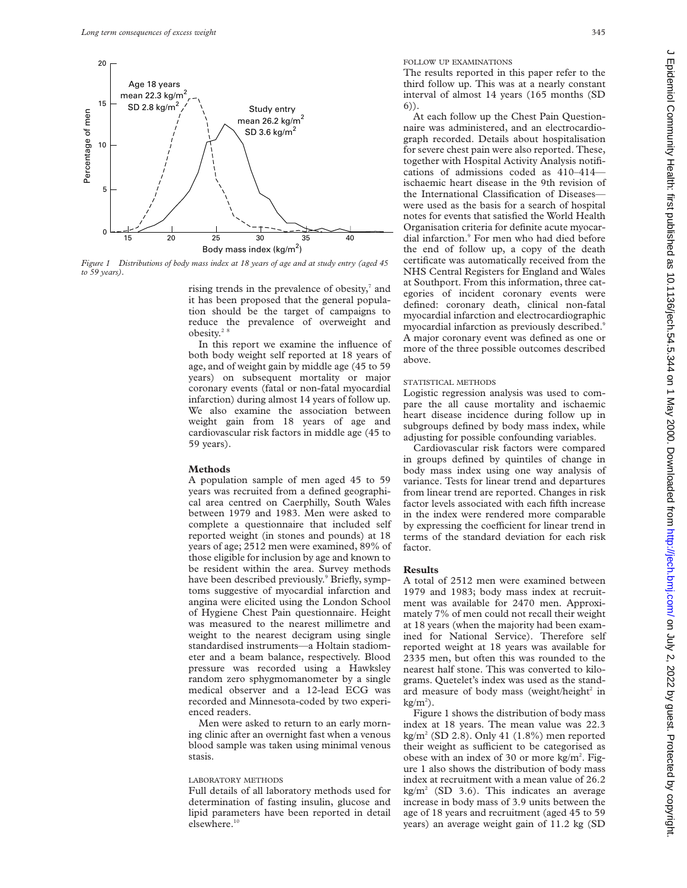Figure 1 Distributions of body mass index at 18 years of age and at study entry (aged 45 to 59 years).

rising trends in the prevalence of obesity,[7] and it has been proposed that the general population should be the target of campaigns to reduce the prevalence of overweight and obesity.[2 8]

In this report we examine the influence of both body weight self reported at 18 years of age, and of weight gain by middle age (45 to 59 years) on subsequent mortality or major coronary events (fatal or non-fatal myocardial infarction) during almost 14 years of follow up. We also examine the association between weight gain from 18 years of age and cardiovascular risk factors in middle age (45 to 59 years).

## Methods

A population sample of men aged 45 to 59 years was recruited from a defined geographical area centred on Caerphilly, South Wales between 1979 and 1983. Men were asked to complete a questionnaire that included self reported weight (in stones and pounds) at 18 years of age; 2512 men were examined, 89% of those eligible for inclusion by age and known to be resident within the area. Survey methods have been described previously.[9] Briefly, symptoms suggestive of myocardial infarction and angina were elicited using the London School of Hygiene Chest Pain questionnaire. Height was measured to the nearest millimetre and weight to the nearest decigram using single standardised instruments—a Holtain stadiometer and a beam balance, respectively. Blood pressure was recorded using a Hawksley random zero sphygmomanometer by a single medical observer and a 12-lead ECG was recorded and Minnesota-coded by two experienced readers.

Men were asked to return to an early morning clinic after an overnight fast when a venous blood sample was taken using minimal venous stasis.

### LABORATORY METHODS

Full details of all laboratory methods used for determination of fasting insulin, glucose and lipid parameters have been reported in detail elsewhere.[10]

### FOLLOW UP EXAMINATIONS

The results reported in this paper refer to the third follow up. This was at a nearly constant interval of almost 14 years (165 months (SD 6)).

At each follow up the Chest Pain Questionnaire was administered, and an electrocardiograph recorded. Details about hospitalisation for severe chest pain were also reported. These, together with Hospital Activity Analysis notifications of admissions coded as 410–414—ischaemic heart disease in the 9th revision of the International Classification of Diseases—were used as the basis for a search of hospital notes for events that satisfied the World Health Organisation criteria for definite acute myocardial infarction.[9] For men who had died before the end of follow up, a copy of the death certificate was automatically received from the NHS Central Registers for England and Wales at Southport. From this information, three categories of incident coronary events were defined: coronary death, clinical non-fatal myocardial infarction and electrocardiographic myocardial infarction as previously described.[9] A major coronary event was defined as one or more of the three possible outcomes described above.

### STATISTICAL METHODS

Logistic regression analysis was used to compare the all cause mortality and ischaemic heart disease incidence during follow up in subgroups defined by body mass index, while adjusting for possible confounding variables.

Cardiovascular risk factors were compared in groups defined by quintiles of change in body mass index using one way analysis of variance. Tests for linear trend and departures from linear trend are reported. Changes in risk factor levels associated with each fifth increase in the index were rendered more comparable by expressing the coefficient for linear trend in terms of the standard deviation for each risk factor.

## Results

A total of 2512 men were examined between 1979 and 1983; body mass index at recruitment was available for 2470 men. Approximately 7% of men could not recall their weight at 18 years (when the majority had been examined for National Service). Therefore self reported weight at 18 years was available for 2335 men, but often this was rounded to the nearest half stone. This was converted to kilograms. Quetelet's index was used as the standard measure of body mass (weight/height$^2$ in kg/m$^2$).

Figure 1 shows the distribution of body mass index at 18 years. The mean value was 22.3 kg/m$^2$ (SD 2.8). Only 41 (1.8%) men reported their weight as sufficient to be categorised as obese with an index of 30 or more kg/m$^2$. Figure 1 also shows the distribution of body mass index at recruitment with a mean value of 26.2 kg/m$^2$ (SD 3.6). This indicates an average increase in body mass of 3.9 units between the age of 18 years and recruitment (aged 45 to 59 years) an average weight gain of 11.2 kg (SD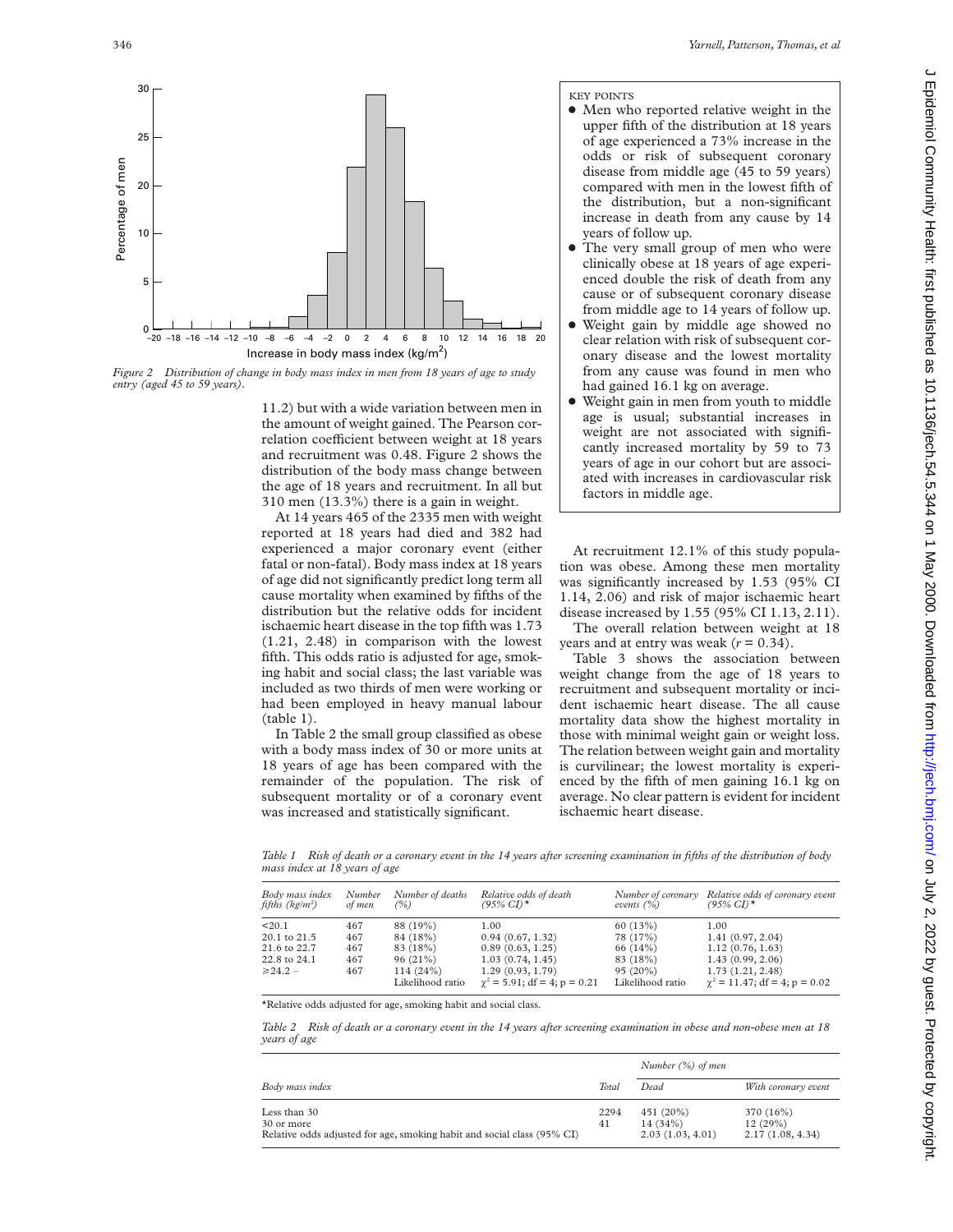*Figure 2 Distribution of change in body mass index in men from 18 years of age to study entry (aged 45 to 59 years).*

11.2) but with a wide variation between men in the amount of weight gained. The Pearson correlation coefficient between weight at 18 years and recruitment was 0.48. Figure 2 shows the distribution of the body mass change between the age of 18 years and recruitment. In all but 310 men (13.3%) there is a gain in weight.

At 14 years 465 of the 2335 men with weight reported at 18 years had died and 382 had experienced a major coronary event (either fatal or non-fatal). Body mass index at 18 years of age did not significantly predict long term all cause mortality when examined by fifths of the distribution but the relative odds for incident ischaemic heart disease in the top fifth was 1.73 (1.21, 2.48) in comparison with the lowest fifth. This odds ratio is adjusted for age, smoking habit and social class; the last variable was included as two thirds of men were working or had been employed in heavy manual labour (table 1).

In Table 2 the small group classified as obese with a body mass index of 30 or more units at 18 years of age has been compared with the remainder of the population. The risk of subsequent mortality or of a coronary event was increased and statistically significant.

KEY POINTS

- Men who reported relative weight in the upper fifth of the distribution at 18 years of age experienced a 73% increase in the odds or risk of subsequent coronary disease from middle age (45 to 59 years) compared with men in the lowest fifth of the distribution, but a non-significant increase in death from any cause by 14 years of follow up.
- The very small group of men who were clinically obese at 18 years of age experienced double the risk of death from any cause or of subsequent coronary disease from middle age to 14 years of follow up.
- Weight gain by middle age showed no clear relation with risk of subsequent coronary disease and the lowest mortality from any cause was found in men who had gained 16.1 kg on average.
- Weight gain in men from youth to middle age is usual; substantial increases in weight are not associated with significantly increased mortality by 59 to 73 years of age in our cohort but are associated with increases in cardiovascular risk factors in middle age.

At recruitment 12.1% of this study population was obese. Among these men mortality was significantly increased by 1.53 (95% CI 1.14, 2.06) and risk of major ischaemic heart disease increased by 1.55 (95% CI 1.13, 2.11).

The overall relation between weight at 18 years and at entry was weak ($r = 0.34$).

Table 3 shows the association between weight change from the age of 18 years to recruitment and subsequent mortality or incident ischaemic heart disease. The all cause mortality data show the highest mortality in those with minimal weight gain or weight loss. The relation between weight gain and mortality is curvilinear; the lowest mortality is experienced by the fifth of men gaining 16.1 kg on average. No clear pattern is evident for incident ischaemic heart disease.

*Table 1 Risk of death or a coronary event in the 14 years after screening examination in fifths of the distribution of body mass index at 18 years of age*

| Body mass index fifths (kg/m²) | Number of men | Number of deaths (%) | Relative odds of death (95% CI)* | Number of coronary events (%) | Relative odds of coronary event (95% CI)* |
|---|---|---|---|---|---|
| <20.1 | 467 | 88 (19%) | 1.00 | 60 (13%) | 1.00 |
| 20.1 to 21.5 | 467 | 84 (18%) | 0.94 (0.67, 1.32) | 78 (17%) | 1.41 (0.97, 2.04) |
| 21.6 to 22.7 | 467 | 83 (18%) | 0.89 (0.63, 1.25) | 66 (14%) | 1.12 (0.76, 1.63) |
| 22.8 to 24.1 | 467 | 96 (21%) | 1.03 (0.74, 1.45) | 83 (18%) | 1.43 (0.99, 2.06) |
| ≥24.2 – | 467 | 114 (24%) | 1.29 (0.93, 1.79) | 95 (20%) | 1.73 (1.21, 2.48) |
| | | Likelihood ratio | $\chi^2 = 5.91$; df = 4; p = 0.21 | Likelihood ratio | $\chi^2 = 11.47$; df = 4; p = 0.02 |

*Relative odds adjusted for age, smoking habit and social class.

*Table 2 Risk of death or a coronary event in the 14 years after screening examination in obese and non-obese men at 18 years of age*

| Body mass index | Total | Number (%) of men: Dead | Number (%) of men: With coronary event |
|---|---|---|---|
| Less than 30 | 2294 | 451 (20%) | 370 (16%) |
| 30 or more | 41 | 14 (34%) | 12 (29%) |
| Relative odds adjusted for age, smoking habit and social class (95% CI) | | 2.03 (1.03, 4.01) | 2.17 (1.08, 4.34) |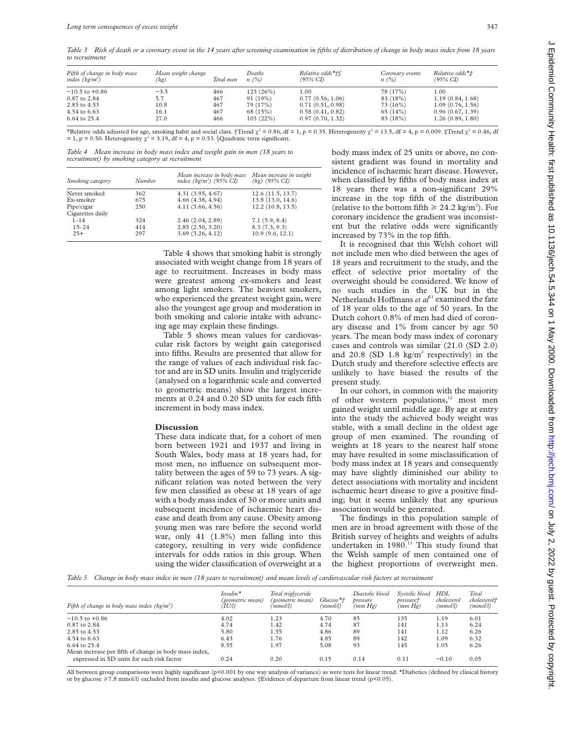*Table 3 Risk of death or a coronary event in the 14 years after screening examination in fifths of distribution of change in body mass index from 18 years to recruitment*

| Fifth of change in body mass index (kg/m²) | Mean weight change (kg) | Total men | Deaths n (%) | Relative odds*†§ (95% CI) | Coronary events n (%) | Relative odds*‡ (95% CI) |
|---|---|---|---|---|---|---|
| −10.5 to +0.86 | −3.5 | 466 | 123 (26%) | 1.00 | 78 (17%) | 1.00 |
| 0.87 to 2.84 | 5.7 | 467 | 91 (19%) | 0.77 (0.56, 1.06) | 83 (18%) | 1.19 (0.84, 1.68) |
| 2.85 to 4.53 | 10.8 | 467 | 79 (17%) | 0.71 (0.51, 0.98) | 73 (16%) | 1.09 (0.76, 1.56) |
| 4.54 to 6.63 | 16.1 | 467 | 68 (15%) | 0.58 (0.41, 0.82) | 65 (14%) | 0.96 (0.67, 1.39) |
| 6.64 to 25.4 | 27.0 | 466 | 103 (22%) | 0.97 (0.70, 1.32) | 83 (18%) | 1.26 (0.89, 1.80) |

*Relative odds adjusted for age, smoking habit and social class. †Trend $\chi^2$ = 0.86, df = 1, p = 0.35. Heterogeneity $\chi^2$ = 13.5, df = 4, p = 0.009. ‡Trend $\chi^2$ = 0.46, df = 1, p = 0.50. Heterogeneity $\chi^2$ = 3.19, df = 4, p = 0.53. §Quadratic term significant.

*Table 4 Mean increase in body mass index and weight gain in men (18 years to recruitment) by smoking category at recruitment*

| Smoking category | Number | Mean increase in body mass index (kg/m²) (95% CI) | Mean increase in weight (kg) (95% CI) |
|---|---|---|---|
| Never smoked | 362 | 4.31 (3.95, 4.67) | 12.6 (11.5, 13.7) |
| Ex-smoker | 675 | 4.66 (4.38, 4.94) | 13.8 (13.0, 14.6) |
| Pipe/cigar | 250 | 4.11 (3.66, 4.56) | 12.2 (10.8, 13.5) |
| Cigarettes daily | | | |
| 1–14 | 324 | 2.46 (2.04, 2.89) | 7.1 (5.9, 8.4) |
| 15–24 | 414 | 2.85 (2.50, 3.20) | 8.3 (7.3, 9.3) |
| 25+ | 297 | 3.69 (3.26, 4.12) | 10.9 (9.6, 12.1) |

Table 4 shows that smoking habit is strongly associated with weight change from 18 years of age to recruitment. Increases in body mass were greatest among ex-smokers and least among light smokers. The heaviest smokers, who experienced the greatest weight gain, were also the youngest age group and moderation in both smoking and calorie intake with advancing age may explain these findings.

Table 5 shows mean values for cardiovascular risk factors by weight gain categorised into fifths. Results are presented that allow for the range of values of each individual risk factor and are in SD units. Insulin and triglyceride (analysed on a logarithmic scale and converted to geometric means) show the largest increments at 0.24 and 0.20 SD units for each fifth increment in body mass index.

## Discussion

These data indicate that, for a cohort of men born between 1921 and 1937 and living in South Wales, body mass at 18 years had, for most men, no influence on subsequent mortality between the ages of 59 to 73 years. A significant relation was noted between the very few men classified as obese at 18 years of age with a body mass index of 30 or more units and subsequent incidence of ischaemic heart disease and death from any cause. Obesity among young men was rare before the second world war, only 41 (1.8%) men falling into this category, resulting in very wide confidence intervals for odds ratios in this group. When using the wider classification of overweight at a body mass index of 25 units or above, no consistent gradient was found in mortality and incidence of ischaemic heart disease. However, when classified by fifths of body mass index at 18 years there was a non-significant 29% increase in the top fifth of the distribution (relative to the bottom fifth ≥ 24.2 kg/m²). For coronary incidence the gradient was inconsistent but the relative odds were significantly increased by 73% in the top fifth.

It is recognised that this Welsh cohort will not include men who died between the ages of 18 years and recruitment to the study, and the effect of selective prior mortality of the overweight should be considered. We know of no such studies in the UK but in the Netherlands Hoffmans *et al*[11] examined the fate of 18 year olds to the age of 50 years. In the Dutch cohort 0.8% of men had died of coronary disease and 1% from cancer by age 50 years. The mean body mass index of coronary cases and controls was similar (21.0 (SD 2.0) and 20.8 (SD 1.8 kg/m² respectively) in the Dutch study and therefore selective effects are unlikely to have biased the results of the present study.

In our cohort, in common with the majority of other western populations,[12] most men gained weight until middle age. By age at entry into the study the achieved body weight was stable, with a small decline in the oldest age group of men examined. The rounding of weights at 18 years to the nearest half stone may have resulted in some misclassification of body mass index at 18 years and consequently may have slightly diminished our ability to detect associations with mortality and incident ischaemic heart disease to give a positive finding; but it seems unlikely that any spurious association would be generated.

The findings in this population sample of men are in broad agreement with those of the British survey of heights and weights of adults undertaken in 1980.[13] This study found that the Welsh sample of men contained one of the highest proportions of overweight men.

*Table 5 Change in body mass index in men (18 years to recruitment) and mean levels of cardiovascular risk factors at recruitment*

| Fifth of change in body mass index (kg/m²) | Insulin* (geometric mean) (IU/l) | Total triglyceride (geometric mean) (mmol/l) | Glucose*† (mmol/l) | Diastolic blood pressure (mm Hg) | Systolic blood pressure† (mm Hg) | HDL cholesterol (mmol/l) | Total cholesterol† (mmol/l) |
|---|---|---|---|---|---|---|---|
| −10.5 to +0.86 | 4.02 | 1.23 | 4.70 | 85 | 135 | 1.19 | 6.01 |
| 0.87 to 2.84 | 4.74 | 1.42 | 4.74 | 87 | 141 | 1.13 | 6.24 |
| 2.85 to 4.53 | 5.80 | 1.55 | 4.86 | 89 | 141 | 1.12 | 6.26 |
| 4.54 to 6.63 | 6.43 | 1.76 | 4.85 | 89 | 142 | 1.09 | 6.32 |
| 6.64 to 25.4 | 8.55 | 1.97 | 5.08 | 93 | 145 | 1.05 | 6.26 |
| Mean increase per fifth of change in body mass index, expressed in SD units for each risk factor | 0.24 | 0.20 | 0.15 | 0.14 | 0.11 | −0.10 | 0.05 |

All between group comparisons were highly significant (p<0.001 by one way analysis of variance) as were tests for linear trend. *Diabetics (defined by clinical history or by glucose ≥7.8 mmol/l) excluded from insulin and glucose analyses. †Evidence of departure from linear trend (p<0.05).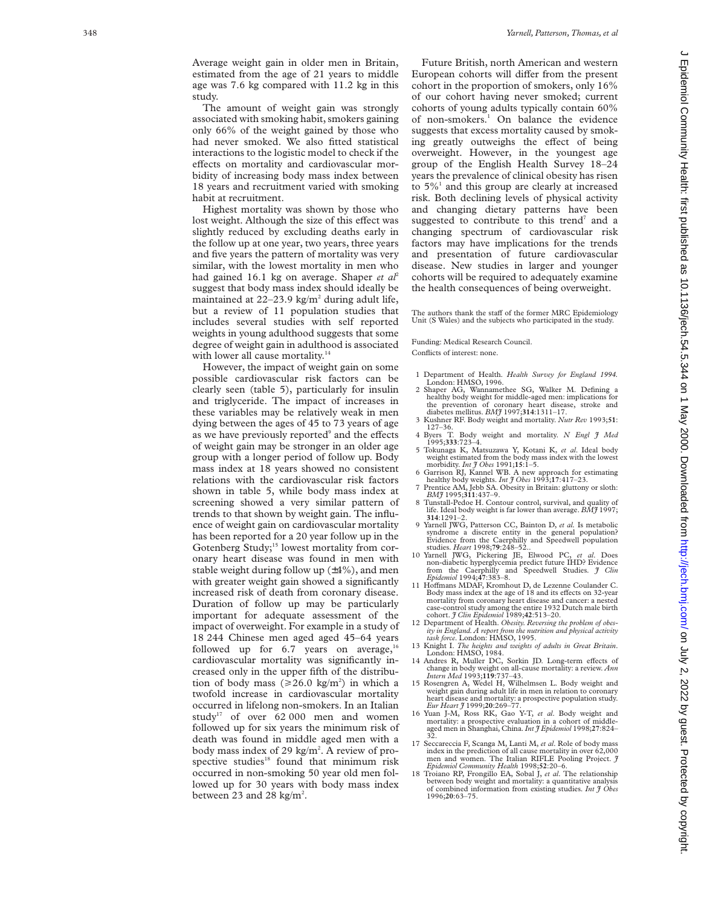Average weight gain in older men in Britain, estimated from the age of 21 years to middle age was 7.6 kg compared with 11.2 kg in this study.

The amount of weight gain was strongly associated with smoking habit, smokers gaining only 66% of the weight gained by those who had never smoked. We also fitted statistical interactions to the logistic model to check if the effects on mortality and cardiovascular morbidity of increasing body mass index between 18 years and recruitment varied with smoking habit at recruitment.

Highest mortality was shown by those who lost weight. Although the size of this effect was slightly reduced by excluding deaths early in the follow up at one year, two years, three years and five years the pattern of mortality was very similar, with the lowest mortality in men who had gained 16.1 kg on average. Shaper *et al*[2] suggest that body mass index should ideally be maintained at 22–23.9 kg/m$^2$ during adult life, but a review of 11 population studies that includes several studies with self reported weights in young adulthood suggests that some degree of weight gain in adulthood is associated with lower all cause mortality.[14]

However, the impact of weight gain on some possible cardiovascular risk factors can be clearly seen (table 5), particularly for insulin and triglyceride. The impact of increases in these variables may be relatively weak in men dying between the ages of 45 to 73 years of age as we have previously reported[9] and the effects of weight gain may be stronger in an older age group with a longer period of follow up. Body mass index at 18 years showed no consistent relations with the cardiovascular risk factors shown in table 5, while body mass index at screening showed a very similar pattern of trends to that shown by weight gain. The influence of weight gain on cardiovascular mortality has been reported for a 20 year follow up in the Gotenberg Study;[15] lowest mortality from coronary heart disease was found in men with stable weight during follow up (±4%), and men with greater weight gain showed a significantly increased risk of death from coronary disease. Duration of follow up may be particularly important for adequate assessment of the impact of overweight. For example in a study of 18 244 Chinese men aged aged 45–64 years followed up for 6.7 years on average,[16] cardiovascular mortality was significantly increased only in the upper fifth of the distribution of body mass ($\geqslant$26.0 kg/m$^2$) in which a twofold increase in cardiovascular mortality occurred in lifelong non-smokers. In an Italian study[17] of over 62 000 men and women followed up for six years the minimum risk of death was found in middle aged men with a body mass index of 29 kg/m$^2$. A review of prospective studies[18] found that minimum risk occurred in non-smoking 50 year old men followed up for 30 years with body mass index between 23 and 28 kg/m$^2$.

Future British, north American and western European cohorts will differ from the present cohort in the proportion of smokers, only 16% of our cohort having never smoked; current cohorts of young adults typically contain 60% of non-smokers.[1] On balance the evidence suggests that excess mortality caused by smoking greatly outweighs the effect of being overweight. However, in the youngest age group of the English Health Survey 18–24 years the prevalence of clinical obesity has risen to 5%[1] and this group are clearly at increased risk. Both declining levels of physical activity and changing dietary patterns have been suggested to contribute to this trend[7] and a changing spectrum of cardiovascular risk factors may have implications for the trends and presentation of future cardiovascular disease. New studies in larger and younger cohorts will be required to adequately examine the health consequences of being overweight.

The authors thank the staff of the former MRC Epidemiology Unit (S Wales) and the subjects who participated in the study.

Funding: Medical Research Council.

Conflicts of interest: none.

1 Department of Health. *Health Survey for England 1994.* London: HMSO, 1996.
2 Shaper AG, Wannamethee SG, Walker M. Defining a healthy body weight for middle-aged men: implications for the prevention of coronary heart disease, stroke and diabetes mellitus. *BMJ* 1997;**314**:1311–17.
3 Kushner RF. Body weight and mortality. *Nutr Rev* 1993;**51**: 127–36.
4 Byers T. Body weight and mortality. *N Engl J Med* 1995;**333**:723–4.
5 Tokunaga K, Matsuzawa Y, Kotani K, *et al*. Ideal body weight estimated from the body mass index with the lowest morbidity. *Int J Obes* 1991;**15**:1–5.
6 Garrison RJ, Kannel WB. A new approach for estimating healthy body weights. *Int J Obes* 1993;**17**:417–23.
7 Prentice AM, Jebb SA. Obesity in Britain: gluttony or sloth: *BMJ* 1995;**311**:437–9.
8 Tunstall-Pedoe H. Contour control, survival, and quality of life. Ideal body weight is far lower than average. *BMJ* 1997; **314**:1291–2.
9 Yarnell JWG, Patterson CC, Bainton D, *et al*. Is metabolic syndrome a discrete entity in the general population? Evidence from the Caerphilly and Speedwell population studies. *Heart* 1998;**79**:248–52..
10 Yarnell JWG, Pickering JE, Elwood PC, *et al*. Does non-diabetic hyperglycemia predict future IHD? Evidence from the Caerphilly and Speedwell Studies. *J Clin Epidemiol* 1994;**47**:383–8.
11 Hoffmans MDAF, Kromhout D, de Lezenne Coulander C. Body mass index at the age of 18 and its effects on 32-year mortality from coronary heart disease and cancer: a nested case-control study among the entire 1932 Dutch male birth cohort. *J Clin Epidemiol* 1989;**42**:513–20.
12 Department of Health. *Obesity. Reversing the problem of obesity in England. A report from the nutrition and physical activity task force*. London: HMSO, 1995.
13 Knight I. *The heights and weights of adults in Great Britain*. London: HMSO, 1984.
14 Andres R, Muller DC, Sorkin JD. Long-term effects of change in body weight on all-cause mortality: a review. *Ann Intern Med* 1993;**119**:737–43.
15 Rosengren A, Wedel H, Wilhelmsen L. Body weight and weight gain during adult life in men in relation to coronary heart disease and mortality: a prospective population study. *Eur Heart J* 1999;**20**:269–77.
16 Yuan J-M, Ross RK, Gao Y-T, *et al*. Body weight and mortality: a prospective evaluation in a cohort of middle-aged men in Shanghai, China. *Int J Epidemiol* 1998;**27**:824–32.
17 Seccareccia F, Scanga M, Lanti M, *et al*. Role of body mass index in the prediction of all cause mortality in over 62,000 men and women. The Italian RIFLE Pooling Project. *J Epidemiol Community Health* 1998;**52**:20–6.
18 Troiano RP, Frongillo EA, Sobal J, *et al*. The relationship between body weight and mortality: a quantitative analysis of combined information from existing studies. *Int J Obes* 1996;**20**:63–75.